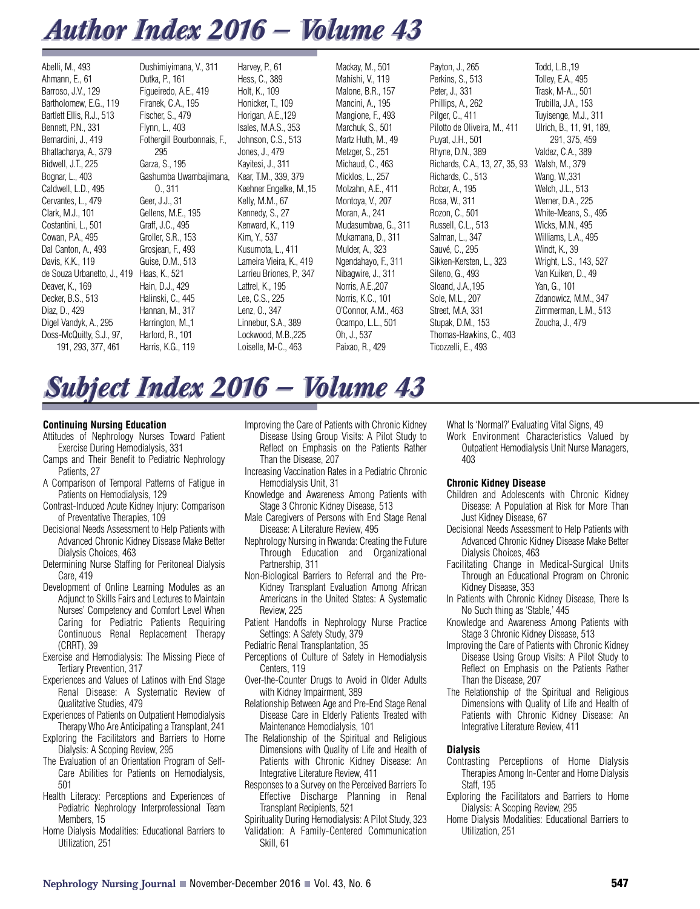# Author Index 2016 – Volume 43

Abelli, M., 493
Ahmann, E., 61
Barroso, J.V., 129
Bartholomew, E.G., 119
Bartlett Ellis, R.J., 513
Bennett, P.N., 331
Bernardini, J., 419
Bhattacharya, A., 379
Bidwell, J.T., 225
Bognar, L., 403
Caldwell, L.D., 495
Cervantes, L., 479
Clark, M.J., 101
Costantini, L., 501
Cowan, P.A., 495
Dal Canton, A., 493
Davis, K.K., 119
de Souza Urbanetto, J., 419
Deaver, K., 169
Decker, B.S., 513
Diaz, D., 429
Digel Vandyk, A., 295
Doss-McQuitty, S.J., 97, 191, 293, 377, 461
Dushimiyimana, V., 311
Dutka, P., 161
Figueiredo, A.E., 419
Firanek, C.A., 195
Fischer, S., 479
Flynn, L., 403
Fothergill Bourbonnais, F., 295
Garza, S., 195
Gashumba Uwambajimana, O., 311
Geer, J.J., 31
Gellens, M.E., 195
Graff, J.C., 495
Groller, S.R., 153
Grosjean, F., 493
Guise, D.M., 513
Haas, K., 521
Hain, D.J., 429
Halinski, C., 445
Hannan, M., 317
Harrington, M.,1
Harford, R., 101
Harris, K.G., 119
Harvey, P., 61
Hess, C., 389
Holt, K., 109
Honicker, T., 109
Horigan, A.E.,129
Isales, M.A.S., 353
Johnson, C.S., 513
Jones, J., 479
Kayitesi, J., 311
Kear, T.M., 339, 379
Keehner Engelke, M.,15
Kelly, M.M., 67
Kennedy, S., 27
Kenward, K., 119
Kim, Y., 537
Kusumota, L., 411
Lameira Vieira, K., 419
Larrieu Briones, P., 347
Lattrel, K., 195
Lee, C.S., 225
Lenz, O., 347
Linnebur, S.A., 389
Lockwood, M.B.,225
Loiselle, M-C., 463
Mackay, M., 501
Mahishi, V., 119
Malone, B.R., 157
Mancini, A., 195
Mangione, F., 493
Marchuk, S., 501
Martz Huth, M., 49
Metzger, S., 251
Michaud, C., 463
Micklos, L., 257
Molzahn, A.E., 411
Montoya, V., 207
Moran, A., 241
Mudasumbwa, G., 311
Mukamana, D., 311
Mulder, A., 323
Ngendahayo, F., 311
Nibagwire, J., 311
Norris, A.E.,207
Norris, K.C., 101
O'Connor, A.M., 463
Ocampo, L.L., 501
Oh, J., 537
Paixao, R., 429
Payton, J., 265
Perkins, S., 513
Peter, J., 331
Phillips, A., 262
Pilger, C., 411
Pilotto de Oliveira, M., 411
Puyat, J.H., 501
Rhyne, D.N., 389
Richards, C.A., 13, 27, 35, 93
Richards, C., 513
Robar, A., 195
Rosa, W., 311
Rozon, C., 501
Russell, C.L., 513
Salman, L., 347
Sauvé, C., 295
Sikken-Kersten, L., 323
Sileno, G., 493
Sloand, J.A.,195
Sole, M.L., 207
Street, M.A, 331
Stupak, D.M., 153
Thomas-Hawkins, C., 403
Ticozzelli, E., 493
Todd, L.B.,19
Tolley, E.A., 495
Trask, M-A.., 501
Trubilla, J.A., 153
Tuyisenge, M.J., 311
Ulrich, B., 11, 91, 189, 291, 375, 459
Valdez, C.A., 389
Walsh, M., 379
Wang, W.,331
Welch, J.L., 513
Werner, D.A., 225
White-Means, S., 495
Wicks, M.N., 495
Williams, L.A., 495
Windt, K., 39
Wright, L.S., 143, 527
Van Kuiken, D., 49
Yan, G., 101
Zdanowicz, M.M., 347
Zimmerman, L.M., 513
Zoucha, J., 479

# Subject Index 2016 – Volume 43

### Continuing Nursing Education

Attitudes of Nephrology Nurses Toward Patient Exercise During Hemodialysis, 331
Camps and Their Benefit to Pediatric Nephrology Patients, 27
A Comparison of Temporal Patterns of Fatigue in Patients on Hemodialysis, 129
Contrast-Induced Acute Kidney Injury: Comparison of Preventative Therapies, 109
Decisional Needs Assessment to Help Patients with Advanced Chronic Kidney Disease Make Better Dialysis Choices, 463
Determining Nurse Staffing for Peritoneal Dialysis Care, 419
Development of Online Learning Modules as an Adjunct to Skills Fairs and Lectures to Maintain Nurses' Competency and Comfort Level When Caring for Pediatric Patients Requiring Continuous Renal Replacement Therapy (CRRT), 39
Exercise and Hemodialysis: The Missing Piece of Tertiary Prevention, 317
Experiences and Values of Latinos with End Stage Renal Disease: A Systematic Review of Qualitative Studies, 479
Experiences of Patients on Outpatient Hemodialysis Therapy Who Are Anticipating a Transplant, 241
Exploring the Facilitators and Barriers to Home Dialysis: A Scoping Review, 295
The Evaluation of an Orientation Program of Self-Care Abilities for Patients on Hemodialysis, 501
Health Literacy: Perceptions and Experiences of Pediatric Nephrology Interprofessional Team Members, 15
Home Dialysis Modalities: Educational Barriers to Utilization, 251
Improving the Care of Patients with Chronic Kidney Disease Using Group Visits: A Pilot Study to Reflect on Emphasis on the Patients Rather Than the Disease, 207
Increasing Vaccination Rates in a Pediatric Chronic Hemodialysis Unit, 31
Knowledge and Awareness Among Patients with Stage 3 Chronic Kidney Disease, 513
Male Caregivers of Persons with End Stage Renal Disease: A Literature Review, 495
Nephrology Nursing in Rwanda: Creating the Future Through Education and Organizational Partnership, 311
Non-Biological Barriers to Referral and the Pre-Kidney Transplant Evaluation Among African Americans in the United States: A Systematic Review, 225
Patient Handoffs in Nephrology Nurse Practice Settings: A Safety Study, 379
Pediatric Renal Transplantation, 35
Perceptions of Culture of Safety in Hemodialysis Centers, 119
Over-the-Counter Drugs to Avoid in Older Adults with Kidney Impairment, 389
Relationship Between Age and Pre-End Stage Renal Disease Care in Elderly Patients Treated with Maintenance Hemodialysis, 101
The Relationship of the Spiritual and Religious Dimensions with Quality of Life and Health of Patients with Chronic Kidney Disease: An Integrative Literature Review, 411
Responses to a Survey on the Perceived Barriers To Effective Discharge Planning in Renal Transplant Recipients, 521
Spirituality During Hemodialysis: A Pilot Study, 323
Validation: A Family-Centered Communication Skill, 61
What Is 'Normal?' Evaluating Vital Signs, 49
Work Environment Characteristics Valued by Outpatient Hemodialysis Unit Nurse Managers, 403

### Chronic Kidney Disease

Children and Adolescents with Chronic Kidney Disease: A Population at Risk for More Than Just Kidney Disease, 67
Decisional Needs Assessment to Help Patients with Advanced Chronic Kidney Disease Make Better Dialysis Choices, 463
Facilitating Change in Medical-Surgical Units Through an Educational Program on Chronic Kidney Disease, 353
In Patients with Chronic Kidney Disease, There Is No Such thing as 'Stable,' 445
Knowledge and Awareness Among Patients with Stage 3 Chronic Kidney Disease, 513
Improving the Care of Patients with Chronic Kidney Disease Using Group Visits: A Pilot Study to Reflect on Emphasis on the Patients Rather Than the Disease, 207
The Relationship of the Spiritual and Religious Dimensions with Quality of Life and Health of Patients with Chronic Kidney Disease: An Integrative Literature Review, 411

### Dialysis

Contrasting Perceptions of Home Dialysis Therapies Among In-Center and Home Dialysis Staff, 195
Exploring the Facilitators and Barriers to Home Dialysis: A Scoping Review, 295
Home Dialysis Modalities: Educational Barriers to Utilization, 251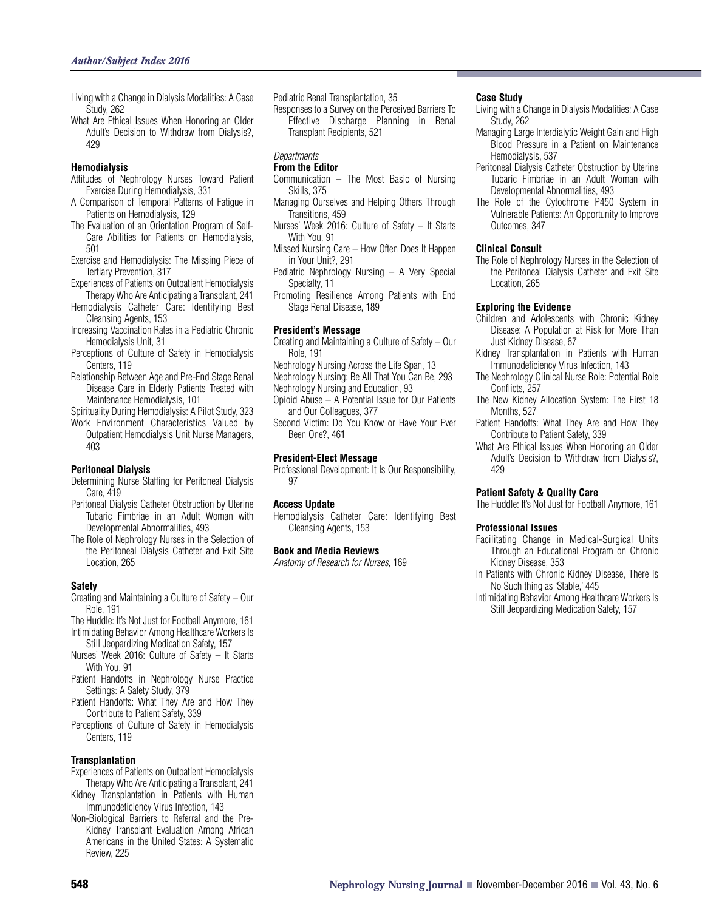Living with a Change in Dialysis Modalities: A Case Study, 262

What Are Ethical Issues When Honoring an Older Adult's Decision to Withdraw from Dialysis?, 429

**Hemodialysis**

Attitudes of Nephrology Nurses Toward Patient Exercise During Hemodialysis, 331

A Comparison of Temporal Patterns of Fatigue in Patients on Hemodialysis, 129

The Evaluation of an Orientation Program of Self-Care Abilities for Patients on Hemodialysis, 501

Exercise and Hemodialysis: The Missing Piece of Tertiary Prevention, 317

Experiences of Patients on Outpatient Hemodialysis Therapy Who Are Anticipating a Transplant, 241

Hemodialysis Catheter Care: Identifying Best Cleansing Agents, 153

Increasing Vaccination Rates in a Pediatric Chronic Hemodialysis Unit, 31

Perceptions of Culture of Safety in Hemodialysis Centers, 119

Relationship Between Age and Pre-End Stage Renal Disease Care in Elderly Patients Treated with Maintenance Hemodialysis, 101

Spirituality During Hemodialysis: A Pilot Study, 323

Work Environment Characteristics Valued by Outpatient Hemodialysis Unit Nurse Managers, 403

**Peritoneal Dialysis**

Determining Nurse Staffing for Peritoneal Dialysis Care, 419

Peritoneal Dialysis Catheter Obstruction by Uterine Tubaric Fimbriae in an Adult Woman with Developmental Abnormalities, 493

The Role of Nephrology Nurses in the Selection of the Peritoneal Dialysis Catheter and Exit Site Location, 265

**Safety**

Creating and Maintaining a Culture of Safety – Our Role, 191

The Huddle: It's Not Just for Football Anymore, 161

Intimidating Behavior Among Healthcare Workers Is Still Jeopardizing Medication Safety, 157

Nurses' Week 2016: Culture of Safety – It Starts With You, 91

Patient Handoffs in Nephrology Nurse Practice Settings: A Safety Study, 379

Patient Handoffs: What They Are and How They Contribute to Patient Safety, 339

Perceptions of Culture of Safety in Hemodialysis Centers, 119

**Transplantation**

Experiences of Patients on Outpatient Hemodialysis Therapy Who Are Anticipating a Transplant, 241

Kidney Transplantation in Patients with Human Immunodeficiency Virus Infection, 143

Non-Biological Barriers to Referral and the Pre-Kidney Transplant Evaluation Among African Americans in the United States: A Systematic Review, 225

Pediatric Renal Transplantation, 35

Responses to a Survey on the Perceived Barriers To Effective Discharge Planning in Renal Transplant Recipients, 521

*Departments*

**From the Editor**

Communication – The Most Basic of Nursing Skills, 375

Managing Ourselves and Helping Others Through Transitions, 459

Nurses' Week 2016: Culture of Safety – It Starts With You, 91

Missed Nursing Care – How Often Does It Happen in Your Unit?, 291

Pediatric Nephrology Nursing – A Very Special Specialty, 11

Promoting Resilience Among Patients with End Stage Renal Disease, 189

**President's Message**

Creating and Maintaining a Culture of Safety – Our Role, 191

Nephrology Nursing Across the Life Span, 13

Nephrology Nursing: Be All That You Can Be, 293

Nephrology Nursing and Education, 93

Opioid Abuse – A Potential Issue for Our Patients and Our Colleagues, 377

Second Victim: Do You Know or Have Your Ever Been One?, 461

**President-Elect Message**

Professional Development: It Is Our Responsibility, 97

**Access Update**

Hemodialysis Catheter Care: Identifying Best Cleansing Agents, 153

**Book and Media Reviews**

*Anatomy of Research for Nurses*, 169

**Case Study**

Living with a Change in Dialysis Modalities: A Case Study, 262

Managing Large Interdialytic Weight Gain and High Blood Pressure in a Patient on Maintenance Hemodialysis, 537

Peritoneal Dialysis Catheter Obstruction by Uterine Tubaric Fimbriae in an Adult Woman with Developmental Abnormalities, 493

The Role of the Cytochrome P450 System in Vulnerable Patients: An Opportunity to Improve Outcomes, 347

**Clinical Consult**

The Role of Nephrology Nurses in the Selection of the Peritoneal Dialysis Catheter and Exit Site Location, 265

**Exploring the Evidence**

Children and Adolescents with Chronic Kidney Disease: A Population at Risk for More Than Just Kidney Disease, 67

Kidney Transplantation in Patients with Human Immunodeficiency Virus Infection, 143

The Nephrology Clinical Nurse Role: Potential Role Conflicts, 257

The New Kidney Allocation System: The First 18 Months, 527

Patient Handoffs: What They Are and How They Contribute to Patient Safety, 339

What Are Ethical Issues When Honoring an Older Adult's Decision to Withdraw from Dialysis?, 429

**Patient Safety & Quality Care**

The Huddle: It's Not Just for Football Anymore, 161

**Professional Issues**

Facilitating Change in Medical-Surgical Units Through an Educational Program on Chronic Kidney Disease, 353

In Patients with Chronic Kidney Disease, There Is No Such thing as 'Stable,' 445

Intimidating Behavior Among Healthcare Workers Is Still Jeopardizing Medication Safety, 157